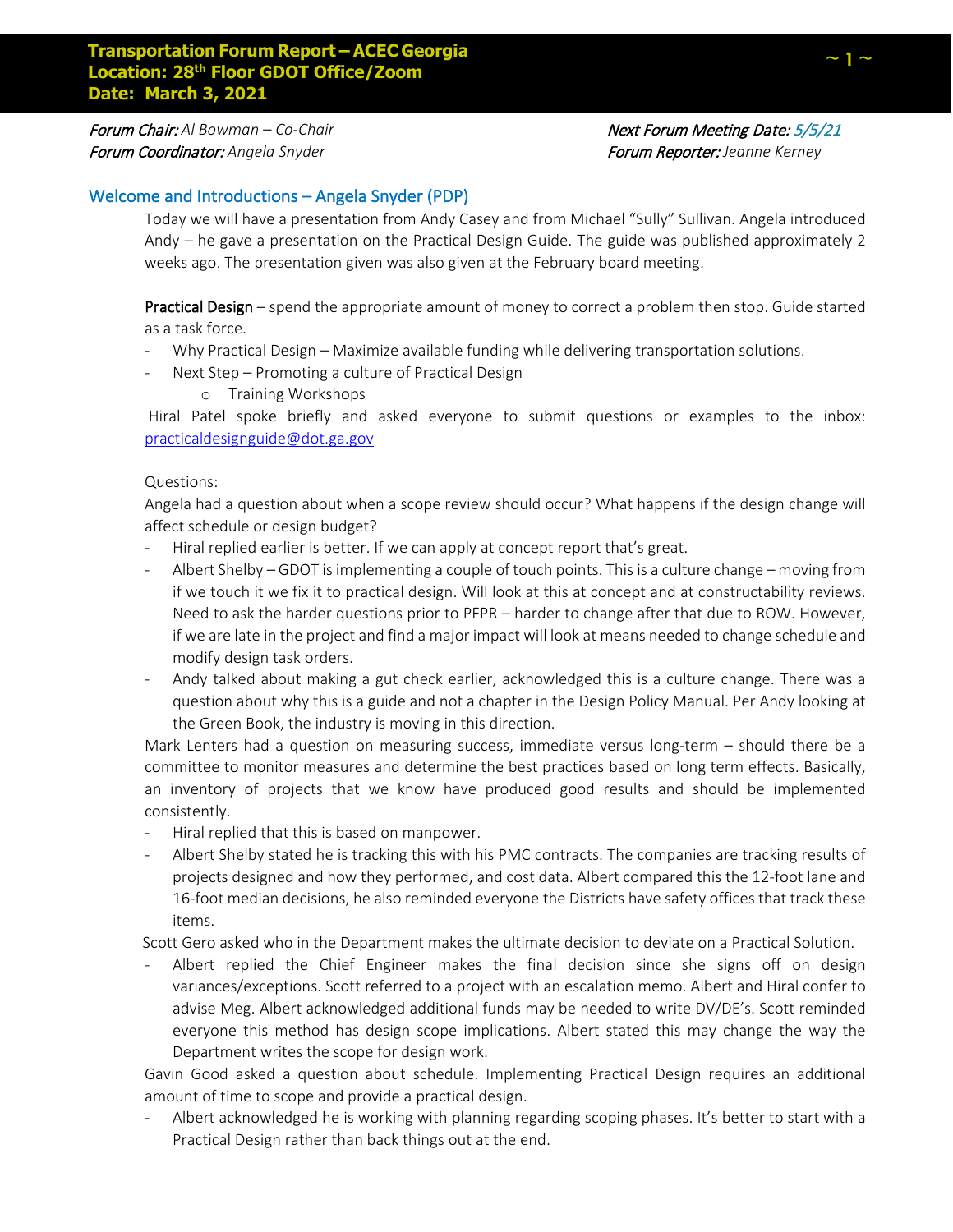# Transportation Forum Report – ACEC Georgia
**Location: 28th Floor GDOT Office/Zoom**
**Date: March 3, 2021**

*Forum Chair:* *Al Bowman – Co-Chair*
*Forum Coordinator:* *Angela Snyder*

*Next Forum Meeting Date:* *5/5/21*
*Forum Reporter:* *Jeanne Kerney*

## Welcome and Introductions – Angela Snyder (PDP)

Today we will have a presentation from Andy Casey and from Michael "Sully" Sullivan. Angela introduced Andy – he gave a presentation on the Practical Design Guide. The guide was published approximately 2 weeks ago. The presentation given was also given at the February board meeting.

Practical Design – spend the appropriate amount of money to correct a problem then stop. Guide started as a task force.

- Why Practical Design – Maximize available funding while delivering transportation solutions.
- Next Step – Promoting a culture of Practical Design
  - Training Workshops

Hiral Patel spoke briefly and asked everyone to submit questions or examples to the inbox: practicaldesignguide@dot.ga.gov

Questions:

Angela had a question about when a scope review should occur? What happens if the design change will affect schedule or design budget?

- Hiral replied earlier is better. If we can apply at concept report that's great.
- Albert Shelby – GDOT is implementing a couple of touch points. This is a culture change – moving from if we touch it we fix it to practical design. Will look at this at concept and at constructability reviews. Need to ask the harder questions prior to PFPR – harder to change after that due to ROW. However, if we are late in the project and find a major impact will look at means needed to change schedule and modify design task orders.
- Andy talked about making a gut check earlier, acknowledged this is a culture change. There was a question about why this is a guide and not a chapter in the Design Policy Manual. Per Andy looking at the Green Book, the industry is moving in this direction.

Mark Lenters had a question on measuring success, immediate versus long-term – should there be a committee to monitor measures and determine the best practices based on long term effects. Basically, an inventory of projects that we know have produced good results and should be implemented consistently.

- Hiral replied that this is based on manpower.
- Albert Shelby stated he is tracking this with his PMC contracts. The companies are tracking results of projects designed and how they performed, and cost data. Albert compared this the 12-foot lane and 16-foot median decisions, he also reminded everyone the Districts have safety offices that track these items.

Scott Gero asked who in the Department makes the ultimate decision to deviate on a Practical Solution.

- Albert replied the Chief Engineer makes the final decision since she signs off on design variances/exceptions. Scott referred to a project with an escalation memo. Albert and Hiral confer to advise Meg. Albert acknowledged additional funds may be needed to write DV/DE's. Scott reminded everyone this method has design scope implications. Albert stated this may change the way the Department writes the scope for design work.

Gavin Good asked a question about schedule. Implementing Practical Design requires an additional amount of time to scope and provide a practical design.

- Albert acknowledged he is working with planning regarding scoping phases. It's better to start with a Practical Design rather than back things out at the end.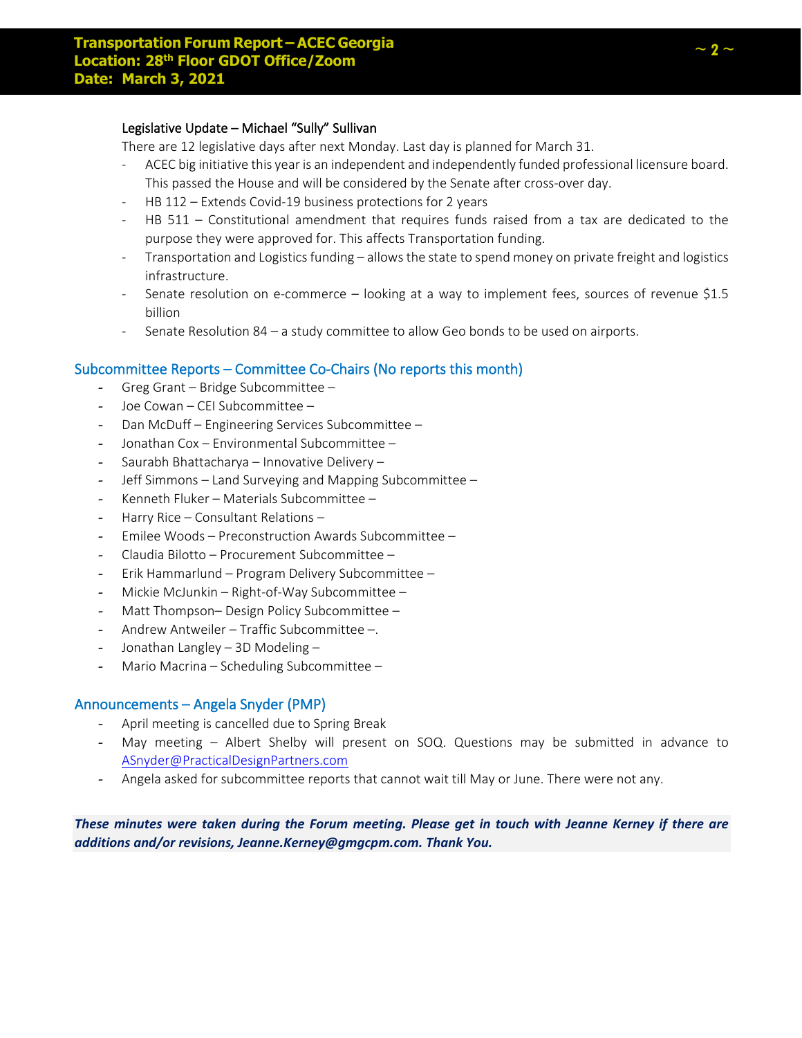Legislative Update – Michael "Sully" Sullivan

There are 12 legislative days after next Monday. Last day is planned for March 31.

- ACEC big initiative this year is an independent and independently funded professional licensure board. This passed the House and will be considered by the Senate after cross-over day.
- HB 112 – Extends Covid-19 business protections for 2 years
- HB 511 – Constitutional amendment that requires funds raised from a tax are dedicated to the purpose they were approved for. This affects Transportation funding.
- Transportation and Logistics funding – allows the state to spend money on private freight and logistics infrastructure.
- Senate resolution on e-commerce – looking at a way to implement fees, sources of revenue $1.5 billion
- Senate Resolution 84 – a study committee to allow Geo bonds to be used on airports.

## Subcommittee Reports – Committee Co-Chairs (No reports this month)

- Greg Grant – Bridge Subcommittee –
- Joe Cowan – CEI Subcommittee –
- Dan McDuff – Engineering Services Subcommittee –
- Jonathan Cox – Environmental Subcommittee –
- Saurabh Bhattacharya – Innovative Delivery –
- Jeff Simmons – Land Surveying and Mapping Subcommittee –
- Kenneth Fluker – Materials Subcommittee –
- Harry Rice – Consultant Relations –
- Emilee Woods – Preconstruction Awards Subcommittee –
- Claudia Bilotto – Procurement Subcommittee –
- Erik Hammarlund – Program Delivery Subcommittee –
- Mickie McJunkin – Right-of-Way Subcommittee –
- Matt Thompson– Design Policy Subcommittee –
- Andrew Antweiler – Traffic Subcommittee –.
- Jonathan Langley – 3D Modeling –
- Mario Macrina – Scheduling Subcommittee –

## Announcements – Angela Snyder (PMP)

- April meeting is cancelled due to Spring Break
- May meeting – Albert Shelby will present on SOQ. Questions may be submitted in advance to ASnyder@PracticalDesignPartners.com
- Angela asked for subcommittee reports that cannot wait till May or June. There were not any.

***These minutes were taken during the Forum meeting. Please get in touch with Jeanne Kerney if there are additions and/or revisions, Jeanne.Kerney@gmgcpm.com. Thank You.***